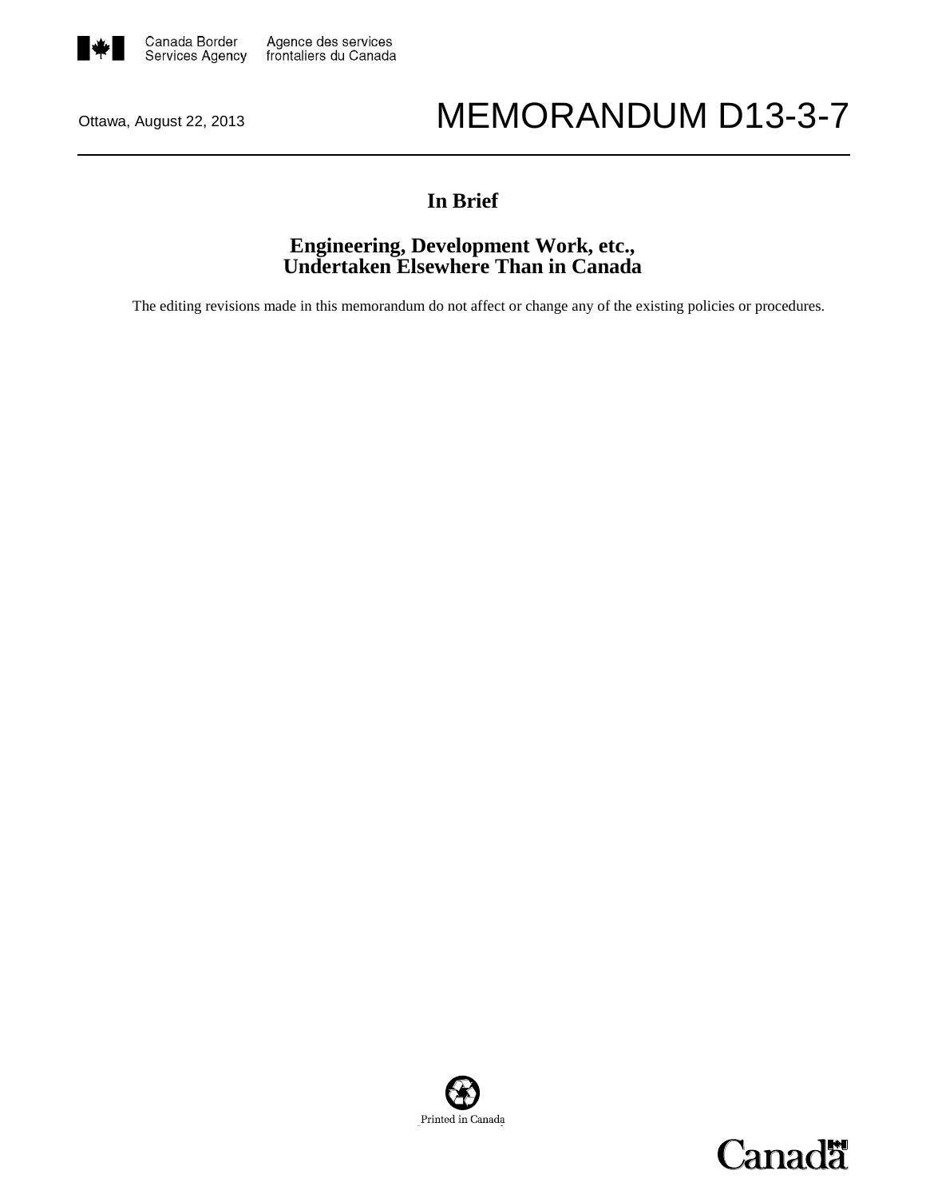Canada Border Services Agency / Agence des services frontaliers du Canada

Ottawa, August 22, 2013

# MEMORANDUM D13-3-7

## In Brief

## Engineering, Development Work, etc., Undertaken Elsewhere Than in Canada

The editing revisions made in this memorandum do not affect or change any of the existing policies or procedures.

Printed in Canada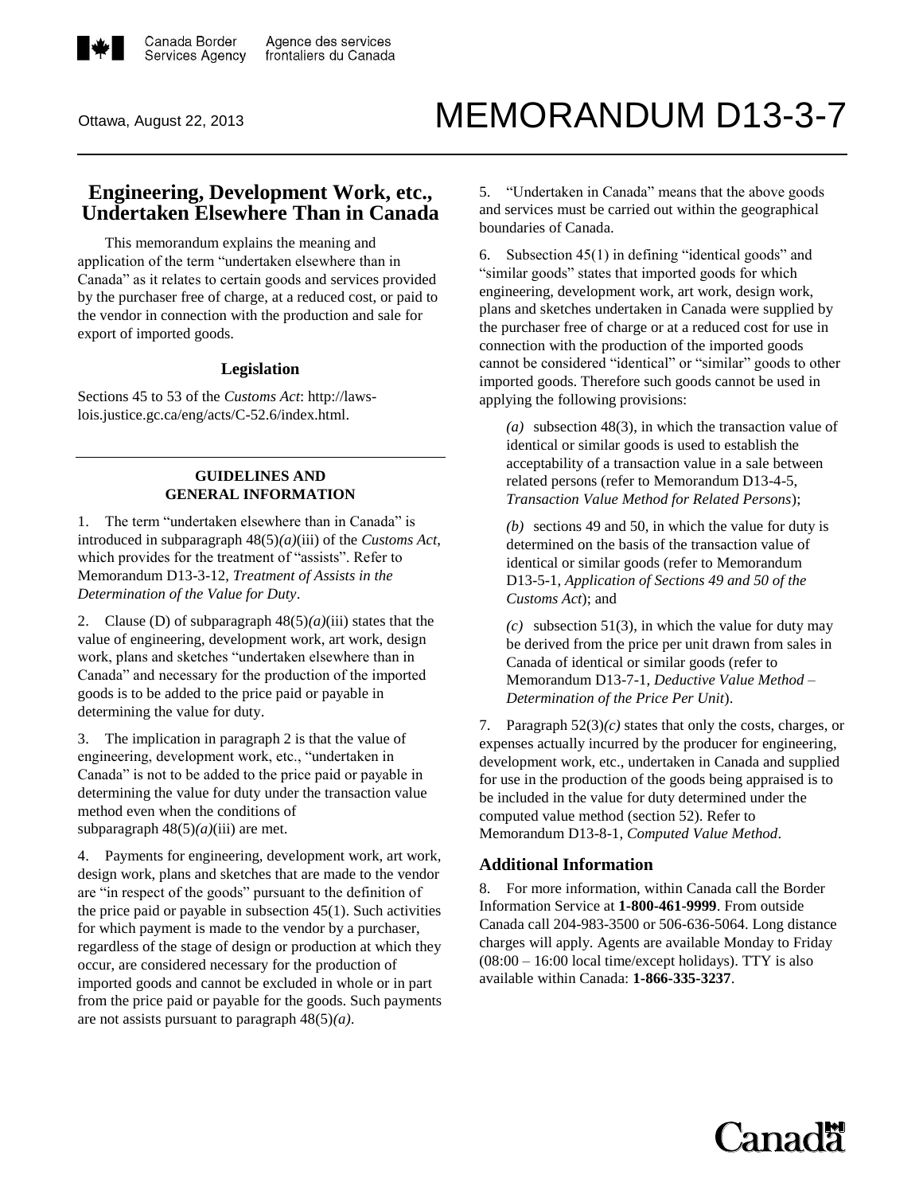Ottawa, August 22, 2013

# MEMORANDUM D13-3-7

## Engineering, Development Work, etc., Undertaken Elsewhere Than in Canada

This memorandum explains the meaning and application of the term "undertaken elsewhere than in Canada" as it relates to certain goods and services provided by the purchaser free of charge, at a reduced cost, or paid to the vendor in connection with the production and sale for export of imported goods.

### Legislation

Sections 45 to 53 of the *Customs Act*: http://laws-lois.justice.gc.ca/eng/acts/C-52.6/index.html.

### GUIDELINES AND GENERAL INFORMATION

1. The term "undertaken elsewhere than in Canada" is introduced in subparagraph 48(5)*(a)*(iii) of the *Customs Act*, which provides for the treatment of "assists". Refer to Memorandum D13-3-12, *Treatment of Assists in the Determination of the Value for Duty*.

2. Clause (D) of subparagraph 48(5)*(a)*(iii) states that the value of engineering, development work, art work, design work, plans and sketches "undertaken elsewhere than in Canada" and necessary for the production of the imported goods is to be added to the price paid or payable in determining the value for duty.

3. The implication in paragraph 2 is that the value of engineering, development work, etc., "undertaken in Canada" is not to be added to the price paid or payable in determining the value for duty under the transaction value method even when the conditions of subparagraph 48(5)*(a)*(iii) are met.

4. Payments for engineering, development work, art work, design work, plans and sketches that are made to the vendor are "in respect of the goods" pursuant to the definition of the price paid or payable in subsection 45(1). Such activities for which payment is made to the vendor by a purchaser, regardless of the stage of design or production at which they occur, are considered necessary for the production of imported goods and cannot be excluded in whole or in part from the price paid or payable for the goods. Such payments are not assists pursuant to paragraph 48(5)*(a)*.

5. "Undertaken in Canada" means that the above goods and services must be carried out within the geographical boundaries of Canada.

6. Subsection 45(1) in defining "identical goods" and "similar goods" states that imported goods for which engineering, development work, art work, design work, plans and sketches undertaken in Canada were supplied by the purchaser free of charge or at a reduced cost for use in connection with the production of the imported goods cannot be considered "identical" or "similar" goods to other imported goods. Therefore such goods cannot be used in applying the following provisions:

*(a)* subsection 48(3), in which the transaction value of identical or similar goods is used to establish the acceptability of a transaction value in a sale between related persons (refer to Memorandum D13-4-5, *Transaction Value Method for Related Persons*);

*(b)* sections 49 and 50, in which the value for duty is determined on the basis of the transaction value of identical or similar goods (refer to Memorandum D13-5-1, *Application of Sections 49 and 50 of the Customs Act*); and

*(c)* subsection 51(3), in which the value for duty may be derived from the price per unit drawn from sales in Canada of identical or similar goods (refer to Memorandum D13-7-1, *Deductive Value Method – Determination of the Price Per Unit*).

7. Paragraph 52(3)*(c)* states that only the costs, charges, or expenses actually incurred by the producer for engineering, development work, etc., undertaken in Canada and supplied for use in the production of the goods being appraised is to be included in the value for duty determined under the computed value method (section 52). Refer to Memorandum D13-8-1, *Computed Value Method*.

### Additional Information

8. For more information, within Canada call the Border Information Service at **1-800-461-9999**. From outside Canada call 204-983-3500 or 506-636-5064. Long distance charges will apply. Agents are available Monday to Friday (08:00 – 16:00 local time/except holidays). TTY is also available within Canada: **1-866-335-3237**.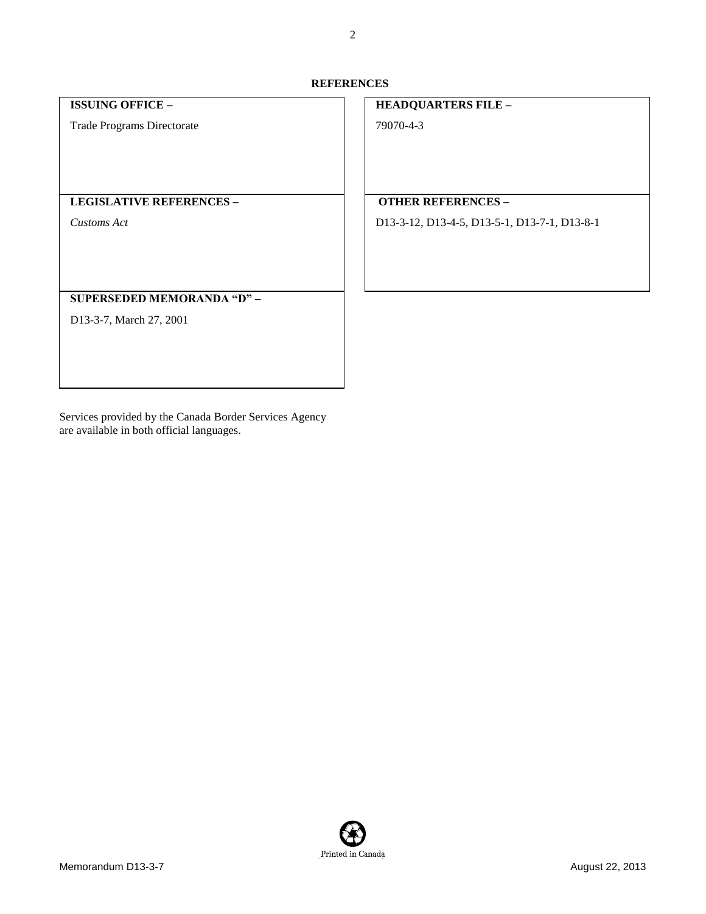**REFERENCES**

**ISSUING OFFICE –**

Trade Programs Directorate

**HEADQUARTERS FILE –**

79070-4-3

**LEGISLATIVE REFERENCES –**

*Customs Act*

**OTHER REFERENCES –**

D13-3-12, D13-4-5, D13-5-1, D13-7-1, D13-8-1

**SUPERSEDED MEMORANDA "D" –**

D13-3-7, March 27, 2001

Services provided by the Canada Border Services Agency are available in both official languages.

Printed in Canada